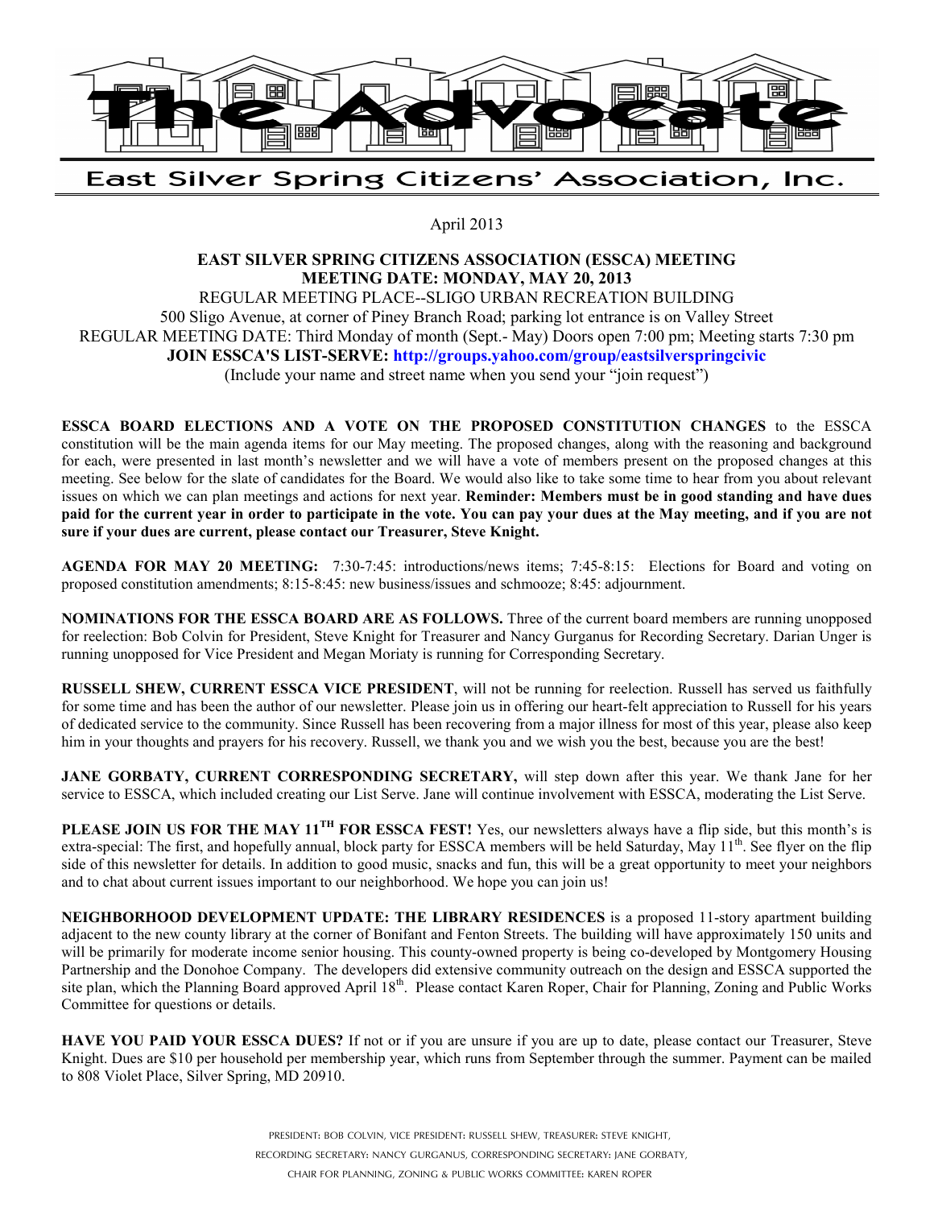# The Advocate

## East Silver Spring Citizens' Association, Inc.

April 2013

**EAST SILVER SPRING CITIZENS ASSOCIATION (ESSCA) MEETING**
**MEETING DATE: MONDAY, MAY 20, 2013**

REGULAR MEETING PLACE--SLIGO URBAN RECREATION BUILDING
500 Sligo Avenue, at corner of Piney Branch Road; parking lot entrance is on Valley Street
REGULAR MEETING DATE: Third Monday of month (Sept.- May) Doors open 7:00 pm; Meeting starts 7:30 pm
**JOIN ESSCA'S LIST-SERVE: http://groups.yahoo.com/group/eastsilverspringcivic**
(Include your name and street name when you send your "join request")

**ESSCA BOARD ELECTIONS AND A VOTE ON THE PROPOSED CONSTITUTION CHANGES** to the ESSCA constitution will be the main agenda items for our May meeting. The proposed changes, along with the reasoning and background for each, were presented in last month's newsletter and we will have a vote of members present on the proposed changes at this meeting. See below for the slate of candidates for the Board. We would also like to take some time to hear from you about relevant issues on which we can plan meetings and actions for next year. **Reminder: Members must be in good standing and have dues paid for the current year in order to participate in the vote. You can pay your dues at the May meeting, and if you are not sure if your dues are current, please contact our Treasurer, Steve Knight.**

**AGENDA FOR MAY 20 MEETING:** 7:30-7:45: introductions/news items; 7:45-8:15: Elections for Board and voting on proposed constitution amendments; 8:15-8:45: new business/issues and schmooze; 8:45: adjournment.

**NOMINATIONS FOR THE ESSCA BOARD ARE AS FOLLOWS.** Three of the current board members are running unopposed for reelection: Bob Colvin for President, Steve Knight for Treasurer and Nancy Gurganus for Recording Secretary. Darian Unger is running unopposed for Vice President and Megan Moriaty is running for Corresponding Secretary.

**RUSSELL SHEW, CURRENT ESSCA VICE PRESIDENT**, will not be running for reelection. Russell has served us faithfully for some time and has been the author of our newsletter. Please join us in offering our heart-felt appreciation to Russell for his years of dedicated service to the community. Since Russell has been recovering from a major illness for most of this year, please also keep him in your thoughts and prayers for his recovery. Russell, we thank you and we wish you the best, because you are the best!

**JANE GORBATY, CURRENT CORRESPONDING SECRETARY,** will step down after this year. We thank Jane for her service to ESSCA, which included creating our List Serve. Jane will continue involvement with ESSCA, moderating the List Serve.

**PLEASE JOIN US FOR THE MAY 11TH FOR ESSCA FEST!** Yes, our newsletters always have a flip side, but this month's is extra-special: The first, and hopefully annual, block party for ESSCA members will be held Saturday, May 11th. See flyer on the flip side of this newsletter for details. In addition to good music, snacks and fun, this will be a great opportunity to meet your neighbors and to chat about current issues important to our neighborhood. We hope you can join us!

**NEIGHBORHOOD DEVELOPMENT UPDATE: THE LIBRARY RESIDENCES** is a proposed 11-story apartment building adjacent to the new county library at the corner of Bonifant and Fenton Streets. The building will have approximately 150 units and will be primarily for moderate income senior housing. This county-owned property is being co-developed by Montgomery Housing Partnership and the Donohoe Company. The developers did extensive community outreach on the design and ESSCA supported the site plan, which the Planning Board approved April 18th. Please contact Karen Roper, Chair for Planning, Zoning and Public Works Committee for questions or details.

**HAVE YOU PAID YOUR ESSCA DUES?** If not or if you are unsure if you are up to date, please contact our Treasurer, Steve Knight. Dues are $10 per household per membership year, which runs from September through the summer. Payment can be mailed to 808 Violet Place, Silver Spring, MD 20910.

PRESIDENT: BOB COLVIN, VICE PRESIDENT: RUSSELL SHEW, TREASURER: STEVE KNIGHT,
RECORDING SECRETARY: NANCY GURGANUS, CORRESPONDING SECRETARY: JANE GORBATY,
CHAIR FOR PLANNING, ZONING & PUBLIC WORKS COMMITTEE: KAREN ROPER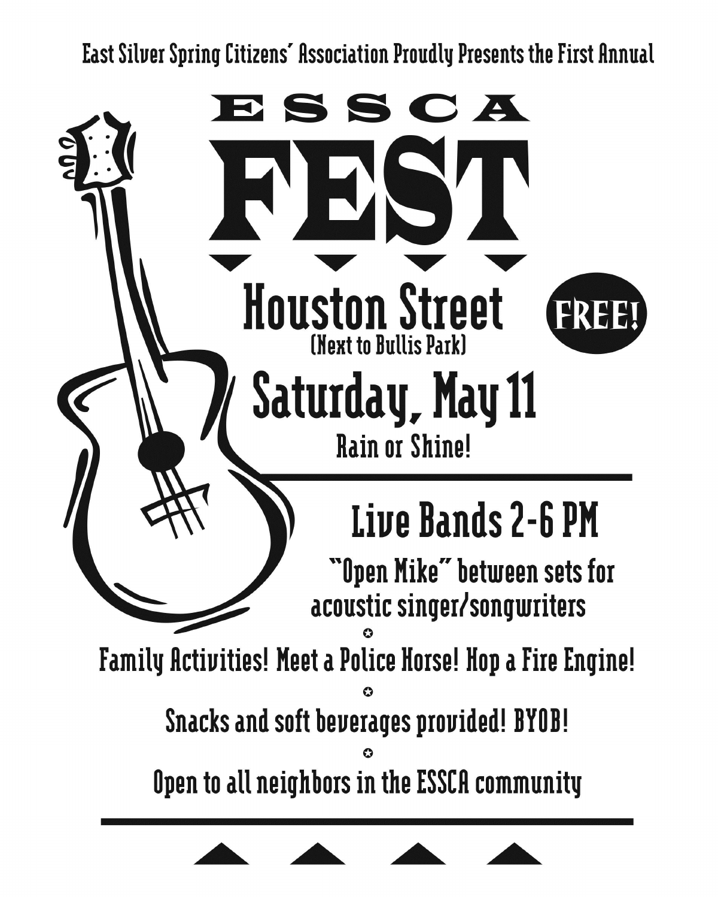East Silver Spring Citizens' Association Proudly Presents the First Annual

# ESSCA FEST

## Houston Street

(Next to Bullis Park)

FREE!

## Saturday, May 11

Rain or Shine!

## Live Bands 2-6 PM

"Open Mike" between sets for acoustic singer/songwriters

Family Activities! Meet a Police Horse! Hop a Fire Engine!

Snacks and soft beverages provided! BYOB!

Open to all neighbors in the ESSCA community